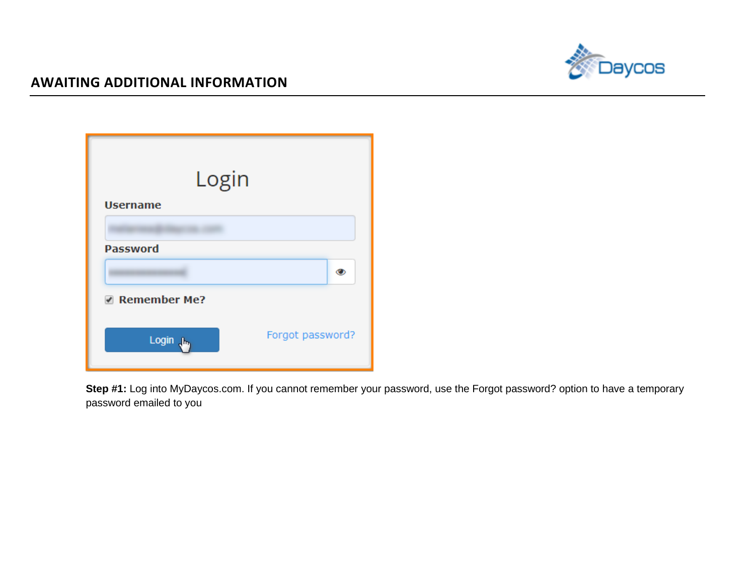## AWAITING ADDITIONAL INFORMATION

Login

Username

Password

Remember Me?

Login

Forgot password?

**Step #1:** Log into MyDaycos.com. If you cannot remember your password, use the Forgot password? option to have a temporary password emailed to you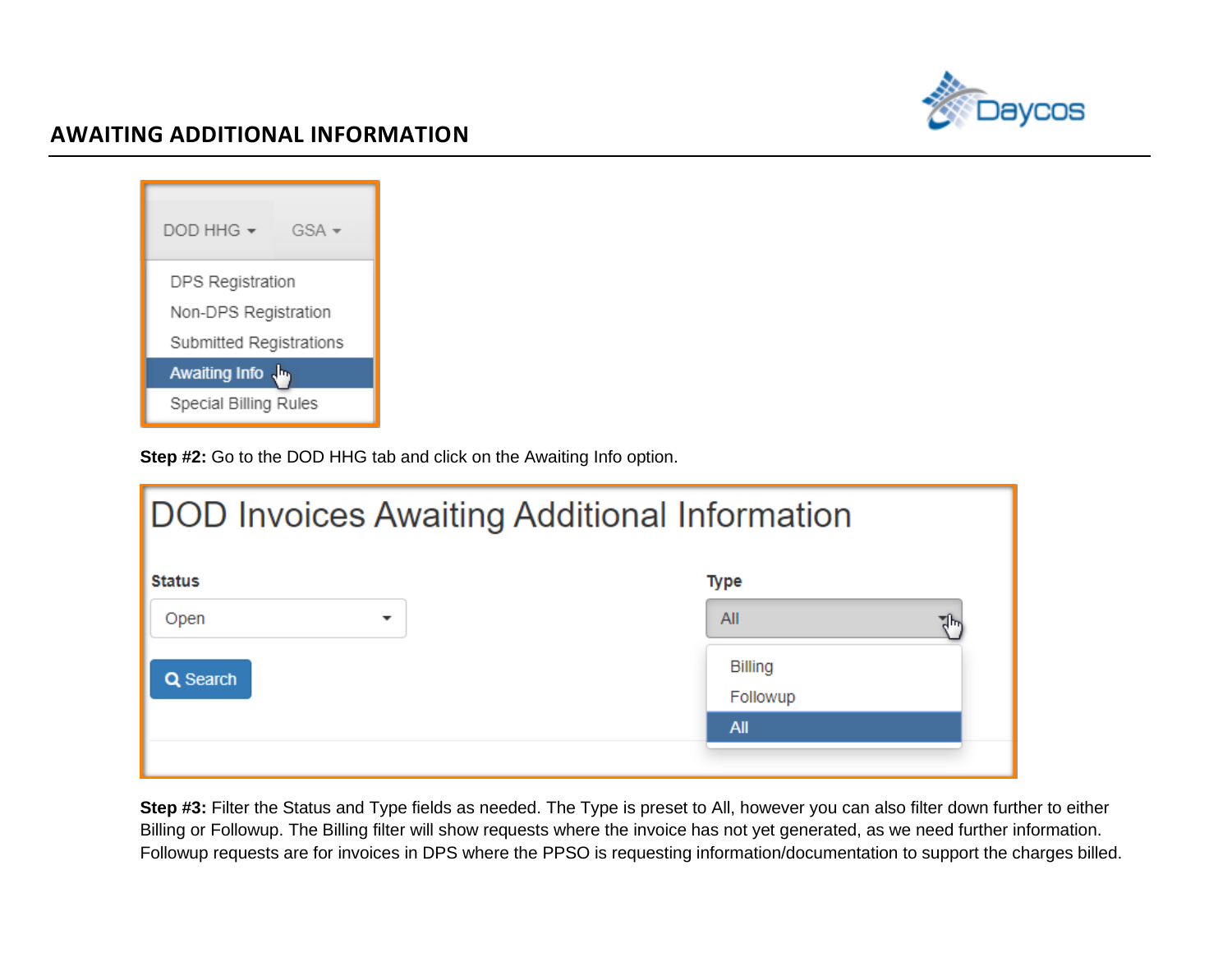## AWAITING ADDITIONAL INFORMATION

**Step #2:** Go to the DOD HHG tab and click on the Awaiting Info option.

**Step #3:** Filter the Status and Type fields as needed. The Type is preset to All, however you can also filter down further to either Billing or Followup. The Billing filter will show requests where the invoice has not yet generated, as we need further information. Followup requests are for invoices in DPS where the PPSO is requesting information/documentation to support the charges billed.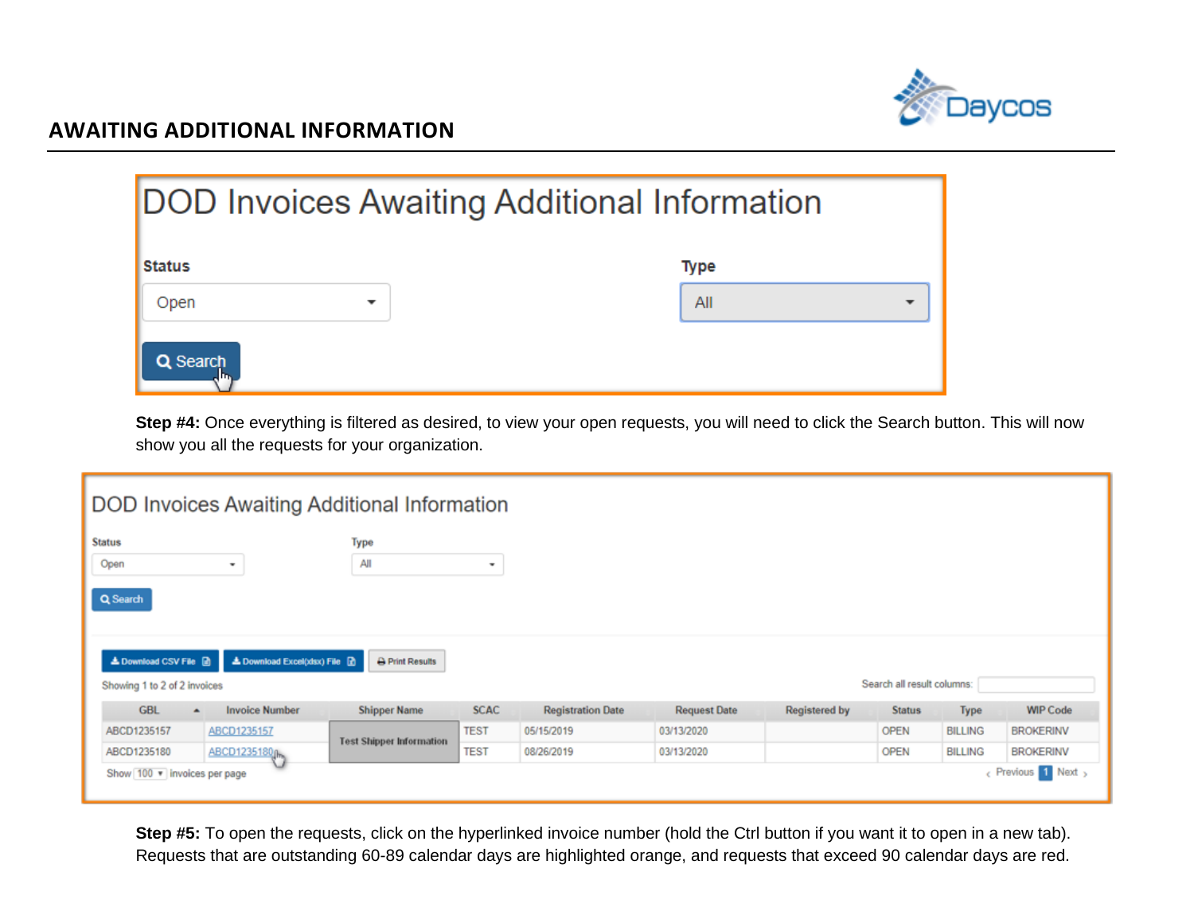## AWAITING ADDITIONAL INFORMATION

DOD Invoices Awaiting Additional Information

Status: Open

Type: All

Search

**Step #4:** Once everything is filtered as desired, to view your open requests, you will need to click the Search button. This will now show you all the requests for your organization.

DOD Invoices Awaiting Additional Information

Status: Open

Type: All

Search

Download CSV File | Download Excel(xlsx) File | Print Results

Showing 1 to 2 of 2 invoices

Search all result columns:

| GBL | Invoice Number | Shipper Name | SCAC | Registration Date | Request Date | Registered by | Status | Type | WIP Code |
|---|---|---|---|---|---|---|---|---|---|
| ABCD1235157 | ABCD1235157 | Test Shipper Information | TEST | 05/15/2019 | 03/13/2020 | | OPEN | BILLING | BROKERINV |
| ABCD1235180 | ABCD1235180 | | TEST | 08/26/2019 | 03/13/2020 | | OPEN | BILLING | BROKERINV |

Show 100 invoices per page

Previous 1 Next

**Step #5:** To open the requests, click on the hyperlinked invoice number (hold the Ctrl button if you want it to open in a new tab). Requests that are outstanding 60-89 calendar days are highlighted orange, and requests that exceed 90 calendar days are red.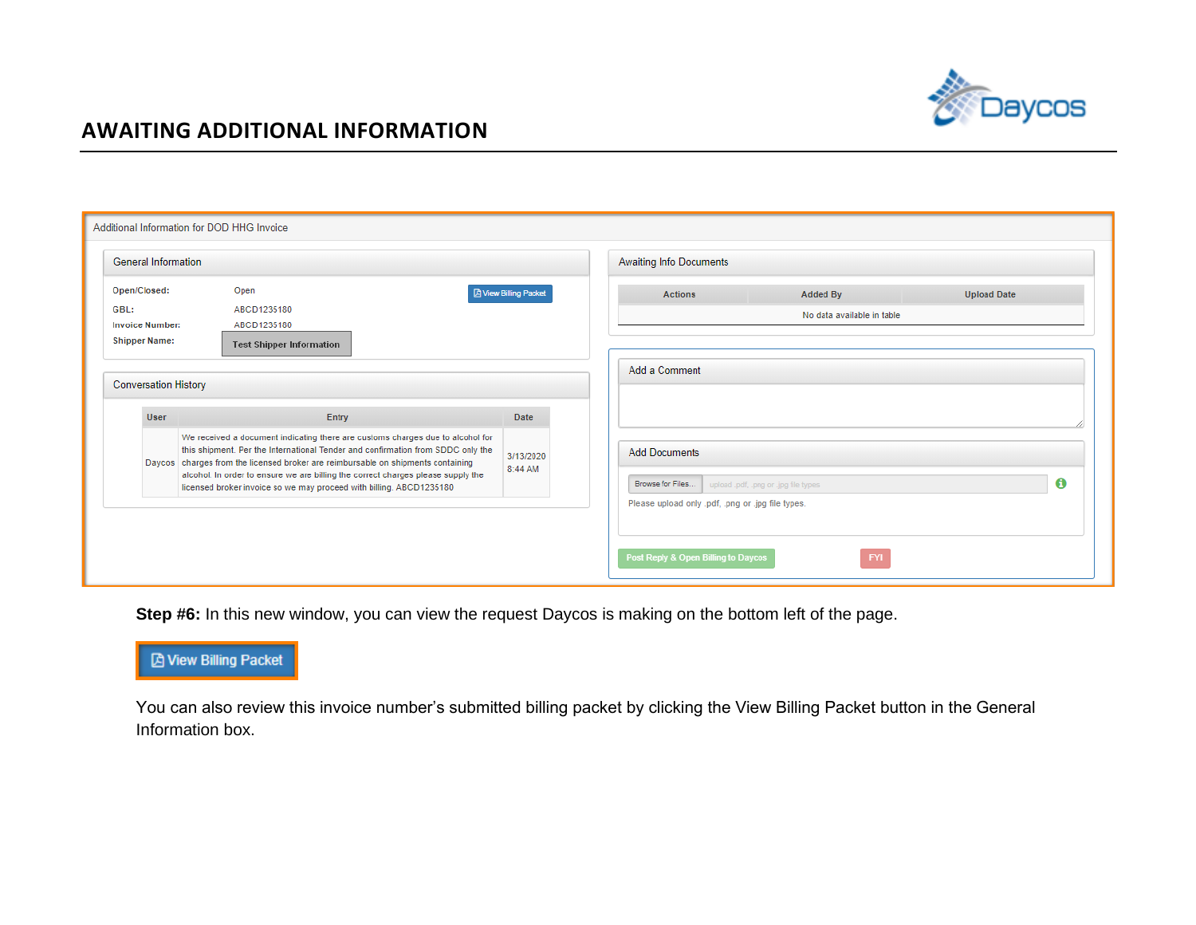# AWAITING ADDITIONAL INFORMATION

Additional Information for DOD HHG Invoice

**General Information**

| | |
|---|---|
| Open/Closed: | Open |
| GBL: | ABCD1235180 |
| Invoice Number: | ABCD1235180 |
| Shipper Name: | Test Shipper Information |

View Billing Packet

**Conversation History**

| User | Entry | Date |
|---|---|---|
| Daycos | We received a document indicating there are customs charges due to alcohol for this shipment. Per the International Tender and confirmation from SDDC only the charges from the licensed broker are reimbursable on shipments containing alcohol. In order to ensure we are billing the correct charges please supply the licensed broker invoice so we may proceed with billing. ABCD1235180 | 3/13/2020 8:44 AM |

**Awaiting Info Documents**

| Actions | Added By | Upload Date |
|---|---|---|
| | No data available in table | |

**Add a Comment**

**Add Documents**

Browse for Files... upload .pdf, .png or .jpg file types

Please upload only .pdf, .png or .jpg file types.

Post Reply & Open Billing to Daycos    FYI

**Step #6:** In this new window, you can view the request Daycos is making on the bottom left of the page.

View Billing Packet

You can also review this invoice number's submitted billing packet by clicking the View Billing Packet button in the General Information box.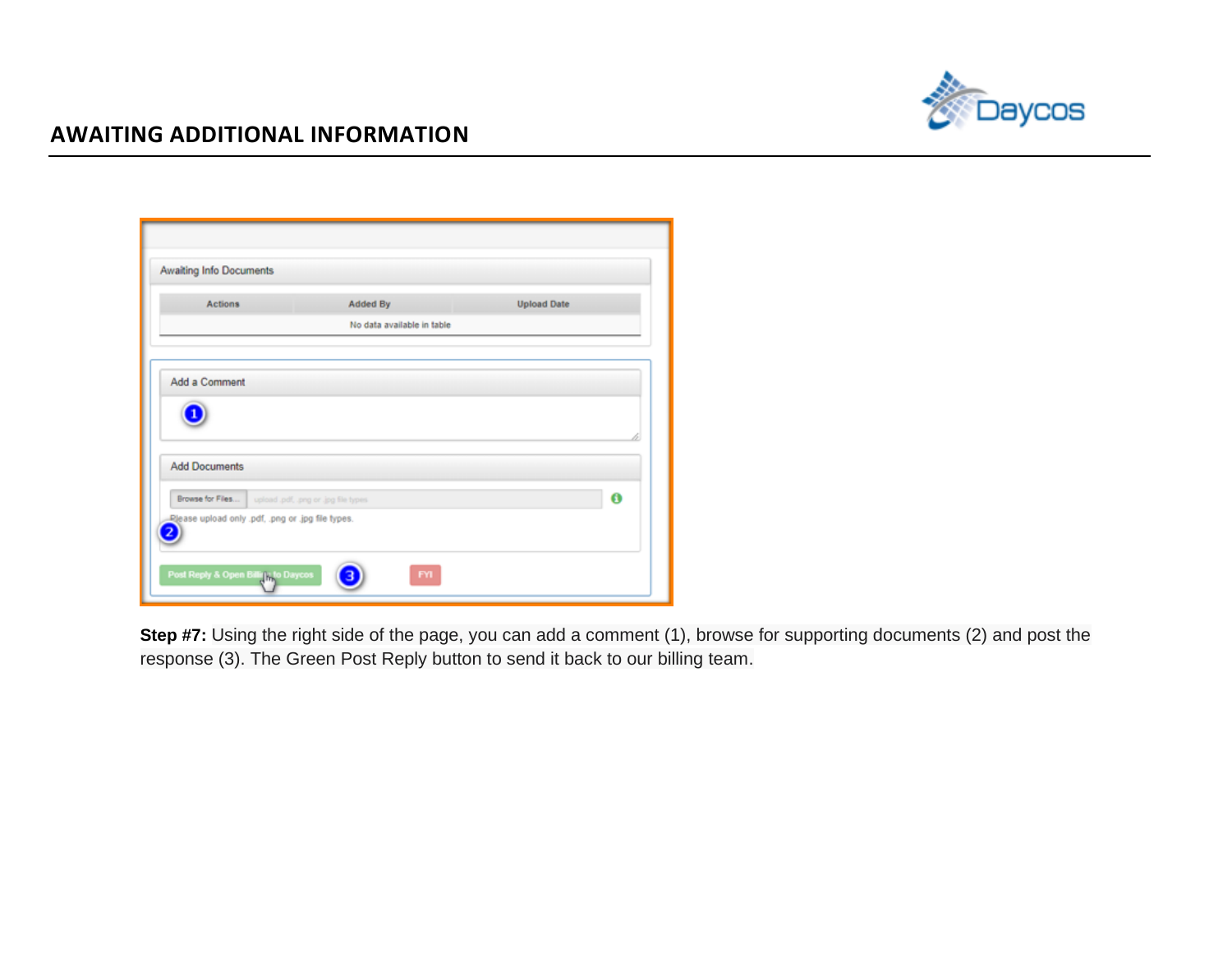## AWAITING ADDITIONAL INFORMATION

**Step #7:** Using the right side of the page, you can add a comment (1), browse for supporting documents (2) and post the response (3). The Green Post Reply button to send it back to our billing team.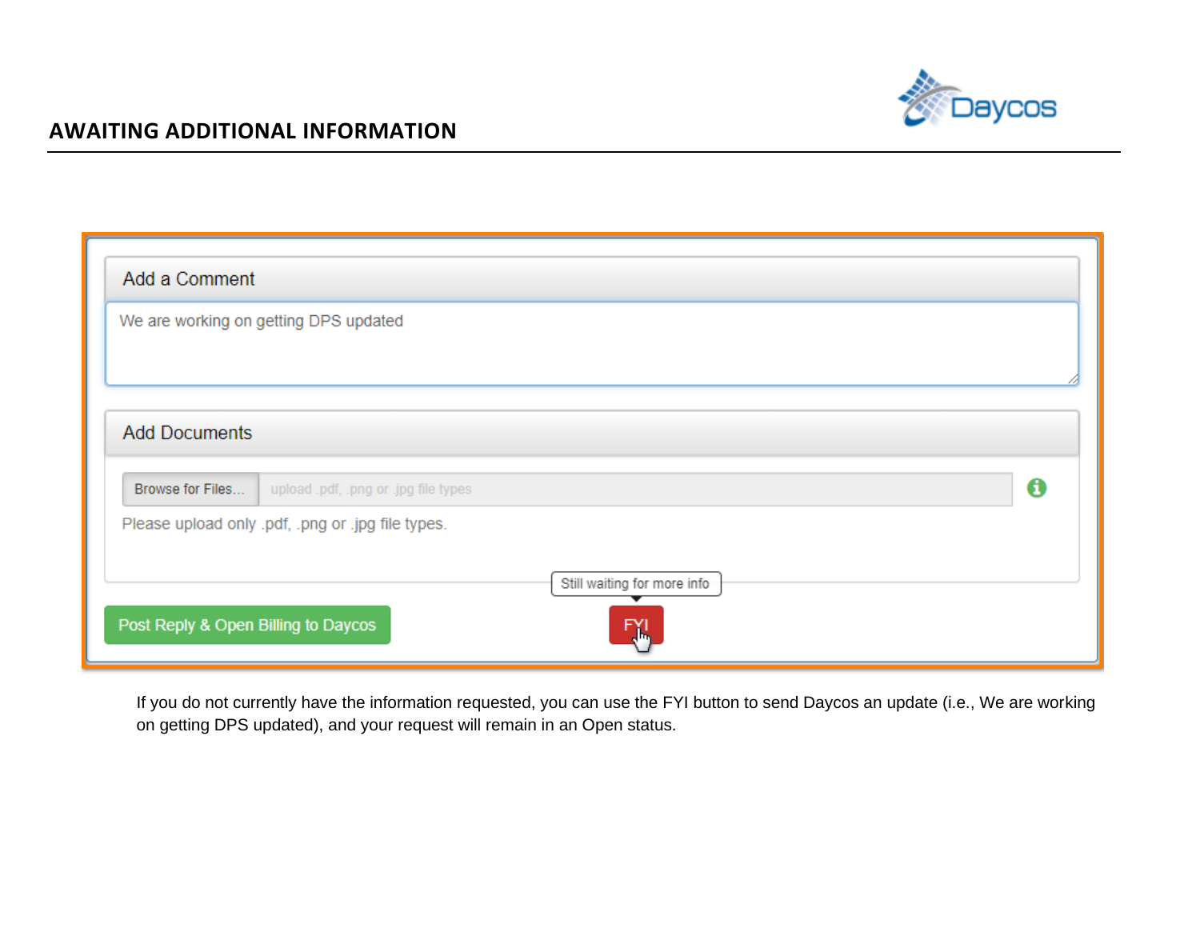# AWAITING ADDITIONAL INFORMATION

Add a Comment

We are working on getting DPS updated

Add Documents

Browse for Files... upload .pdf, .png or .jpg file types

Please upload only .pdf, .png or .jpg file types.

Still waiting for more info

Post Reply & Open Billing to Daycos

FYI

If you do not currently have the information requested, you can use the FYI button to send Daycos an update (i.e., We are working on getting DPS updated), and your request will remain in an Open status.